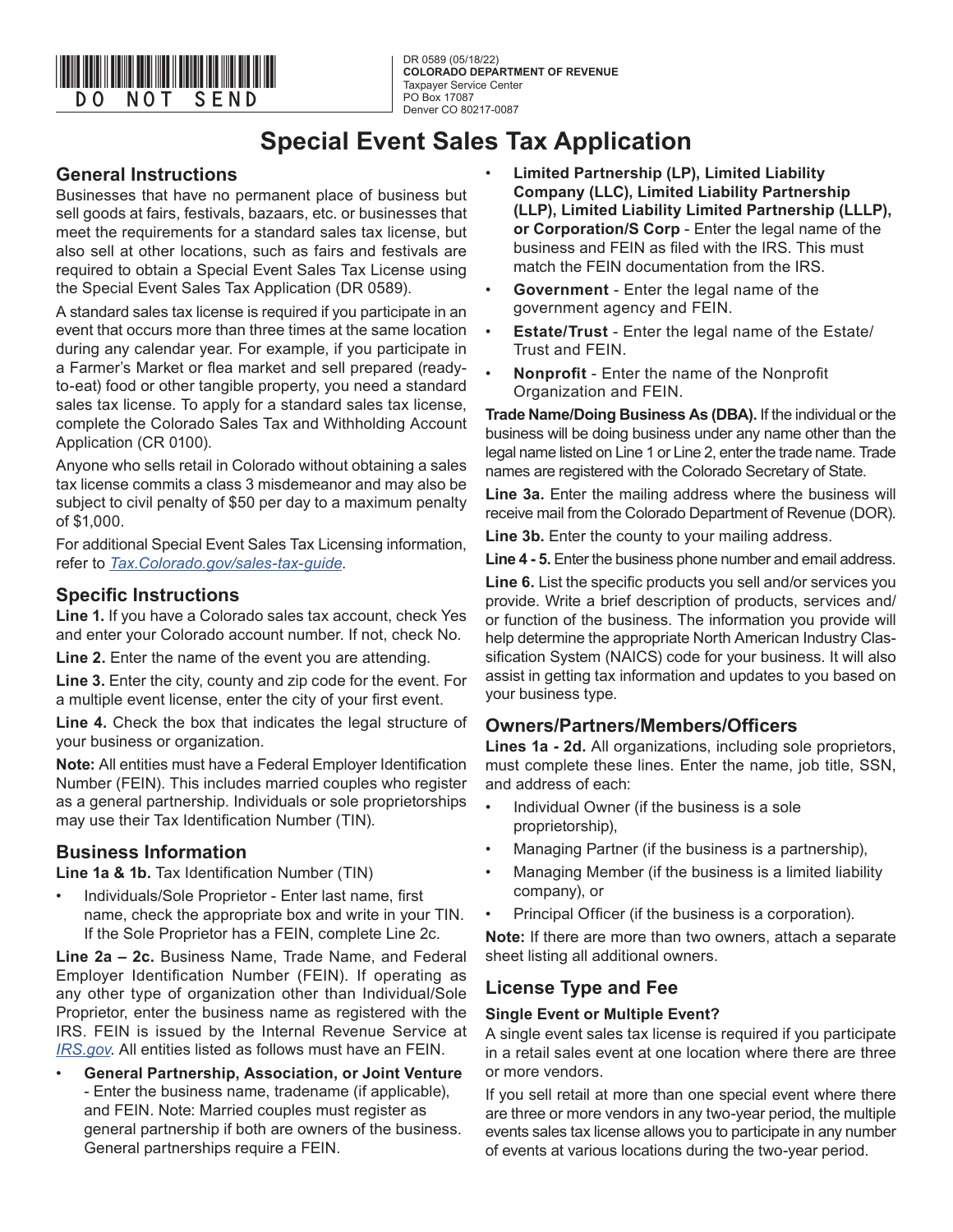DO NOT SEND

DR 0589 (05/18/22)
**COLORADO DEPARTMENT OF REVENUE**
Taxpayer Service Center
PO Box 17087
Denver CO 80217-0087

# Special Event Sales Tax Application

## General Instructions

Businesses that have no permanent place of business but sell goods at fairs, festivals, bazaars, etc. or businesses that meet the requirements for a standard sales tax license, but also sell at other locations, such as fairs and festivals are required to obtain a Special Event Sales Tax License using the Special Event Sales Tax Application (DR 0589).

A standard sales tax license is required if you participate in an event that occurs more than three times at the same location during any calendar year. For example, if you participate in a Farmer's Market or flea market and sell prepared (ready-to-eat) food or other tangible property, you need a standard sales tax license. To apply for a standard sales tax license, complete the Colorado Sales Tax and Withholding Account Application (CR 0100).

Anyone who sells retail in Colorado without obtaining a sales tax license commits a class 3 misdemeanor and may also be subject to civil penalty of $50 per day to a maximum penalty of $1,000.

For additional Special Event Sales Tax Licensing information, refer to *Tax.Colorado.gov/sales-tax-guide*.

## Specific Instructions

**Line 1.** If you have a Colorado sales tax account, check Yes and enter your Colorado account number. If not, check No.

**Line 2.** Enter the name of the event you are attending.

**Line 3.** Enter the city, county and zip code for the event. For a multiple event license, enter the city of your first event.

**Line 4.** Check the box that indicates the legal structure of your business or organization.

**Note:** All entities must have a Federal Employer Identification Number (FEIN). This includes married couples who register as a general partnership. Individuals or sole proprietorships may use their Tax Identification Number (TIN).

## Business Information

**Line 1a & 1b.** Tax Identification Number (TIN)

- Individuals/Sole Proprietor - Enter last name, first name, check the appropriate box and write in your TIN. If the Sole Proprietor has a FEIN, complete Line 2c.

**Line 2a – 2c.** Business Name, Trade Name, and Federal Employer Identification Number (FEIN). If operating as any other type of organization other than Individual/Sole Proprietor, enter the business name as registered with the IRS. FEIN is issued by the Internal Revenue Service at *IRS.gov*. All entities listed as follows must have an FEIN.

- **General Partnership, Association, or Joint Venture** - Enter the business name, tradename (if applicable), and FEIN. Note: Married couples must register as general partnership if both are owners of the business. General partnerships require a FEIN.
- **Limited Partnership (LP), Limited Liability Company (LLC), Limited Liability Partnership (LLP), Limited Liability Limited Partnership (LLLP), or Corporation/S Corp** - Enter the legal name of the business and FEIN as filed with the IRS. This must match the FEIN documentation from the IRS.
- **Government** - Enter the legal name of the government agency and FEIN.
- **Estate/Trust** - Enter the legal name of the Estate/ Trust and FEIN.
- **Nonprofit** - Enter the name of the Nonprofit Organization and FEIN.

**Trade Name/Doing Business As (DBA).** If the individual or the business will be doing business under any name other than the legal name listed on Line 1 or Line 2, enter the trade name. Trade names are registered with the Colorado Secretary of State.

**Line 3a.** Enter the mailing address where the business will receive mail from the Colorado Department of Revenue (DOR).

**Line 3b.** Enter the county to your mailing address.

**Line 4 - 5.** Enter the business phone number and email address.

**Line 6.** List the specific products you sell and/or services you provide. Write a brief description of products, services and/ or function of the business. The information you provide will help determine the appropriate North American Industry Classification System (NAICS) code for your business. It will also assist in getting tax information and updates to you based on your business type.

## Owners/Partners/Members/Officers

**Lines 1a - 2d.** All organizations, including sole proprietors, must complete these lines. Enter the name, job title, SSN, and address of each:

- Individual Owner (if the business is a sole proprietorship),
- Managing Partner (if the business is a partnership),
- Managing Member (if the business is a limited liability company), or
- Principal Officer (if the business is a corporation).

**Note:** If there are more than two owners, attach a separate sheet listing all additional owners.

## License Type and Fee

### Single Event or Multiple Event?

A single event sales tax license is required if you participate in a retail sales event at one location where there are three or more vendors.

If you sell retail at more than one special event where there are three or more vendors in any two-year period, the multiple events sales tax license allows you to participate in any number of events at various locations during the two-year period.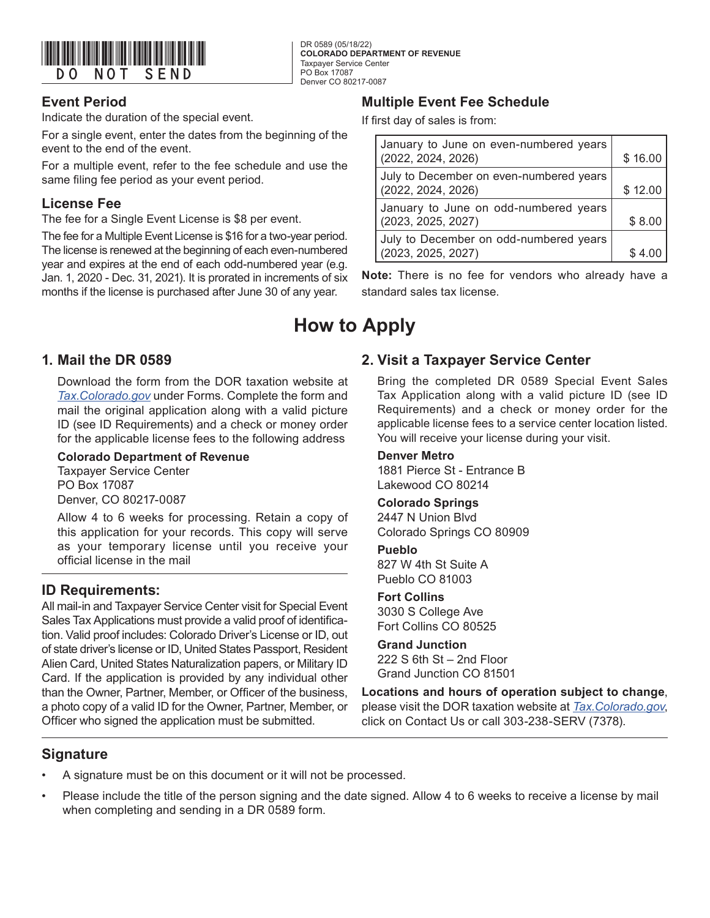DO NOT SEND

DR 0589 (05/18/22)
**COLORADO DEPARTMENT OF REVENUE**
Taxpayer Service Center
PO Box 17087
Denver CO 80217-0087

## Event Period

Indicate the duration of the special event.

For a single event, enter the dates from the beginning of the event to the end of the event.

For a multiple event, refer to the fee schedule and use the same filing fee period as your event period.

## License Fee

The fee for a Single Event License is $8 per event.

The fee for a Multiple Event License is $16 for a two-year period. The license is renewed at the beginning of each even-numbered year and expires at the end of each odd-numbered year (e.g. Jan. 1, 2020 - Dec. 31, 2021). It is prorated in increments of six months if the license is purchased after June 30 of any year.

## Multiple Event Fee Schedule

If first day of sales is from:

| | |
|---|---|
| January to June on even-numbered years (2022, 2024, 2026) | $ 16.00 |
| July to December on even-numbered years (2022, 2024, 2026) | $ 12.00 |
| January to June on odd-numbered years (2023, 2025, 2027) | $ 8.00 |
| July to December on odd-numbered years (2023, 2025, 2027) | $ 4.00 |

**Note:** There is no fee for vendors who already have a standard sales tax license.

# How to Apply

## 1. Mail the DR 0589

Download the form from the DOR taxation website at *Tax.Colorado.gov* under Forms. Complete the form and mail the original application along with a valid picture ID (see ID Requirements) and a check or money order for the applicable license fees to the following address

**Colorado Department of Revenue**
Taxpayer Service Center
PO Box 17087
Denver, CO 80217-0087

Allow 4 to 6 weeks for processing. Retain a copy of this application for your records. This copy will serve as your temporary license until you receive your official license in the mail

## ID Requirements:

All mail-in and Taxpayer Service Center visit for Special Event Sales Tax Applications must provide a valid proof of identification. Valid proof includes: Colorado Driver's License or ID, out of state driver's license or ID, United States Passport, Resident Alien Card, United States Naturalization papers, or Military ID Card. If the application is provided by any individual other than the Owner, Partner, Member, or Officer of the business, a photo copy of a valid ID for the Owner, Partner, Member, or Officer who signed the application must be submitted.

## 2. Visit a Taxpayer Service Center

Bring the completed DR 0589 Special Event Sales Tax Application along with a valid picture ID (see ID Requirements) and a check or money order for the applicable license fees to a service center location listed. You will receive your license during your visit.

**Denver Metro**
1881 Pierce St - Entrance B
Lakewood CO 80214

**Colorado Springs**
2447 N Union Blvd
Colorado Springs CO 80909

**Pueblo**
827 W 4th St Suite A
Pueblo CO 81003

**Fort Collins**
3030 S College Ave
Fort Collins CO 80525

**Grand Junction**
222 S 6th St – 2nd Floor
Grand Junction CO 81501

**Locations and hours of operation subject to change**, please visit the DOR taxation website at *Tax.Colorado.gov*, click on Contact Us or call 303-238-SERV (7378).

## Signature

- A signature must be on this document or it will not be processed.
- Please include the title of the person signing and the date signed. Allow 4 to 6 weeks to receive a license by mail when completing and sending in a DR 0589 form.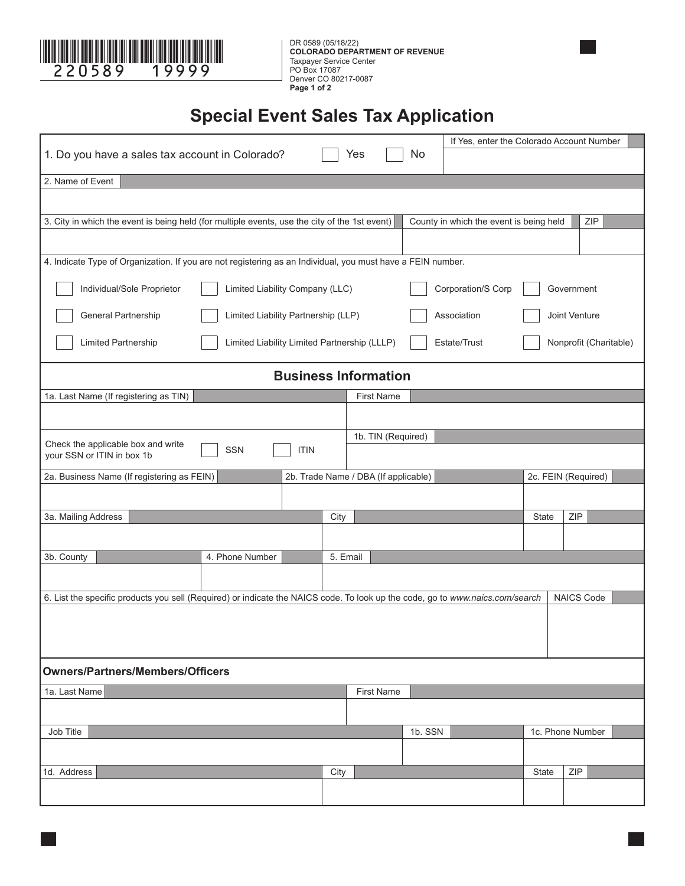220589 19999

DR 0589 (05/18/22)
**COLORADO DEPARTMENT OF REVENUE**
Taxpayer Service Center
PO Box 17087
Denver CO 80217-0087

# Special Event Sales Tax Application

1. Do you have a sales tax account in Colorado? ☐ Yes ☐ No

If Yes, enter the Colorado Account Number

2. Name of Event

3. City in which the event is being held (for multiple events, use the city of the 1st event) | County in which the event is being held | ZIP

4. Indicate Type of Organization. If you are not registering as an Individual, you must have a FEIN number.

| | | | |
|---|---|---|---|
| ☐ Individual/Sole Proprietor | ☐ Limited Liability Company (LLC) | ☐ Corporation/S Corp | ☐ Government |
| ☐ General Partnership | ☐ Limited Liability Partnership (LLP) | ☐ Association | ☐ Joint Venture |
| ☐ Limited Partnership | ☐ Limited Liability Limited Partnership (LLLP) | ☐ Estate/Trust | ☐ Nonprofit (Charitable) |

## Business Information

1a. Last Name (If registering as TIN) | First Name

Check the applicable box and write your SSN or ITIN in box 1b ☐ SSN ☐ ITIN | 1b. TIN (Required)

2a. Business Name (If registering as FEIN) | 2b. Trade Name / DBA (If applicable) | 2c. FEIN (Required)

3a. Mailing Address | City | State | ZIP

3b. County | 4. Phone Number | 5. Email

6. List the specific products you sell (Required) or indicate the NAICS code. To look up the code, go to *www.naics.com/search* | NAICS Code

### Owners/Partners/Members/Officers

1a. Last Name | First Name

Job Title | 1b. SSN | 1c. Phone Number

1d. Address | City | State | ZIP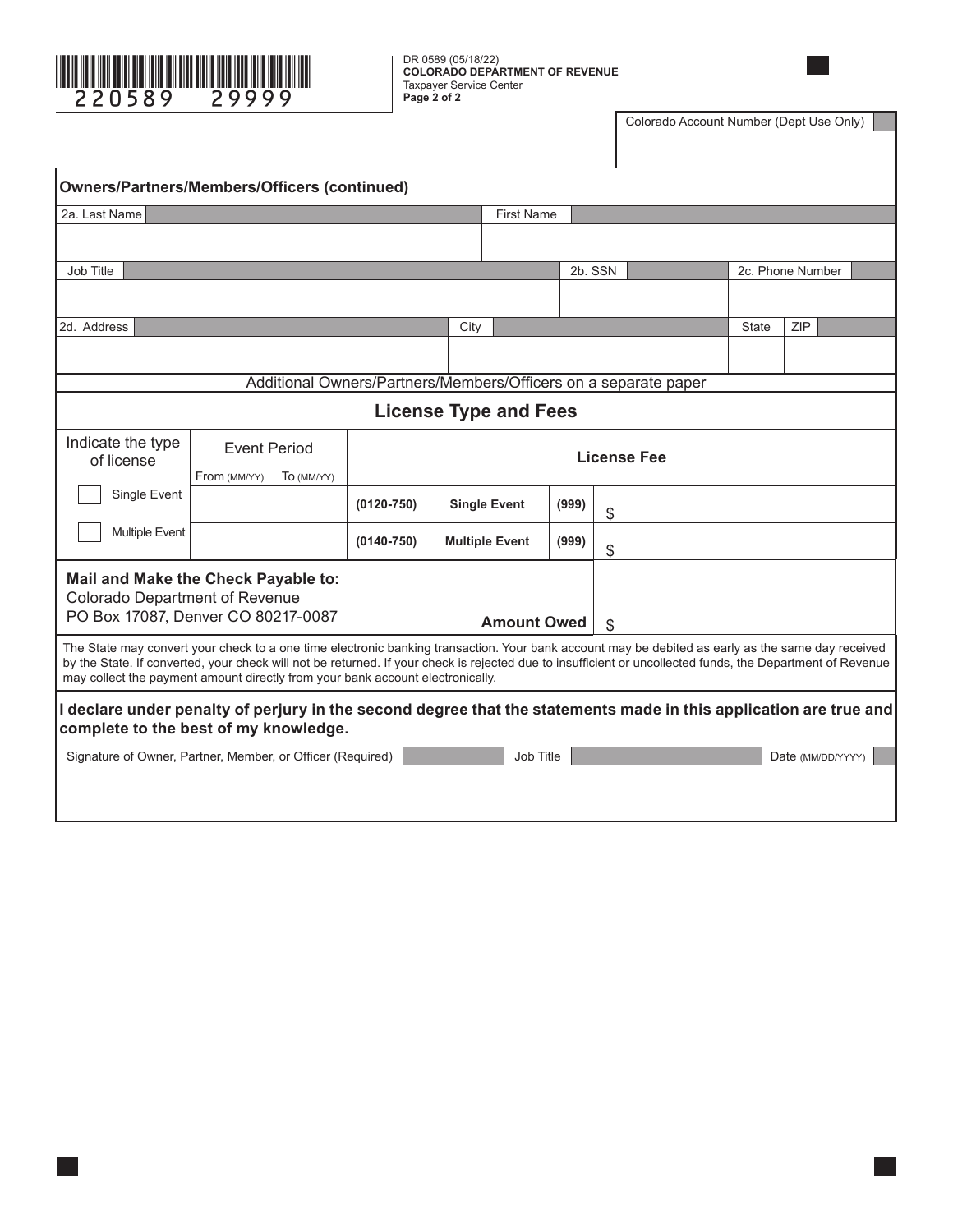DR 0589 (05/18/22)
**COLORADO DEPARTMENT OF REVENUE**
Taxpayer Service Center

| Colorado Account Number (Dept Use Only) |
|---|
| |

## Owners/Partners/Members/Officers (continued)

| 2a. Last Name | First Name |
|---|---|
| | |

| Job Title | 2b. SSN | 2c. Phone Number |
|---|---|---|
| | | |

| 2d. Address | City | State | ZIP |
|---|---|---|---|
| | | | |

Additional Owners/Partners/Members/Officers on a separate paper

## License Type and Fees

| Indicate the type of license | Event Period | | License Fee | | | |
|---|---|---|---|---|---|---|
| | From (MM/YY) | To (MM/YY) | | | | |
| ☐ Single Event | | | (0120-750) | Single Event | (999) | $ |
| ☐ Multiple Event | | | (0140-740) | Multiple Event | (999) | $ |

**Mail and Make the Check Payable to:**
Colorado Department of Revenue
PO Box 17087, Denver CO 80217-0087

**Amount Owed** $

The State may convert your check to a one time electronic banking transaction. Your bank account may be debited as early as the same day received by the State. If converted, your check will not be returned. If your check is rejected due to insufficient or uncollected funds, the Department of Revenue may collect the payment amount directly from your bank account electronically.

**I declare under penalty of perjury in the second degree that the statements made in this application are true and complete to the best of my knowledge.**

| Signature of Owner, Partner, Member, or Officer (Required) | Job Title | Date (MM/DD/YYYY) |
|---|---|---|
| | | |